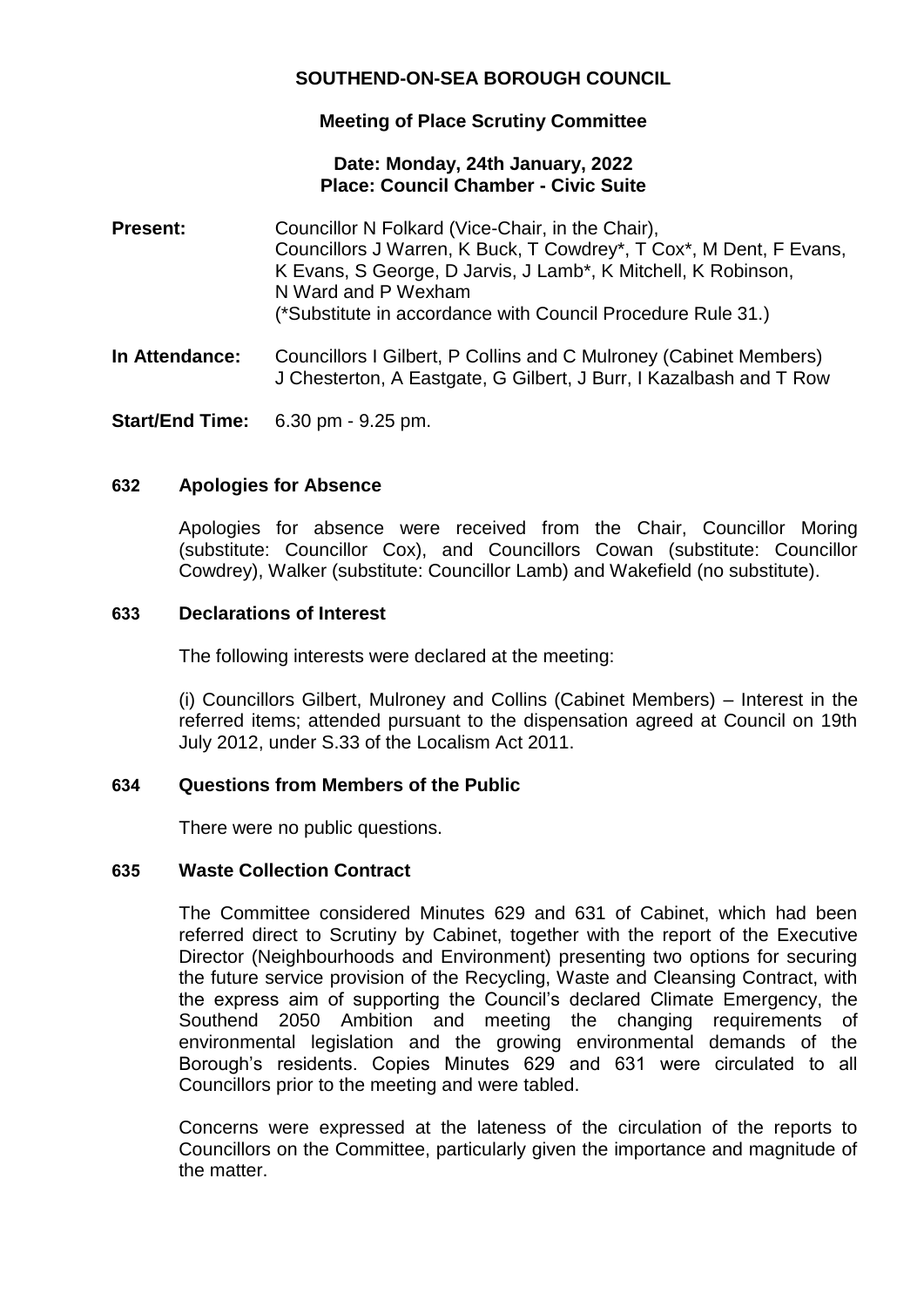# SOUTHEND-ON-SEA BOROUGH COUNCIL

## Meeting of Place Scrutiny Committee

**Date: Monday, 24th January, 2022**
**Place: Council Chamber - Civic Suite**

**Present:** Councillor N Folkard (Vice-Chair, in the Chair), Councillors J Warren, K Buck, T Cowdrey*, T Cox*, M Dent, F Evans, K Evans, S George, D Jarvis, J Lamb*, K Mitchell, K Robinson, N Ward and P Wexham
(*Substitute in accordance with Council Procedure Rule 31.)

**In Attendance:** Councillors I Gilbert, P Collins and C Mulroney (Cabinet Members) J Chesterton, A Eastgate, G Gilbert, J Burr, I Kazalbash and T Row

**Start/End Time:** 6.30 pm - 9.25 pm.

### 632 Apologies for Absence

Apologies for absence were received from the Chair, Councillor Moring (substitute: Councillor Cox), and Councillors Cowan (substitute: Councillor Cowdrey), Walker (substitute: Councillor Lamb) and Wakefield (no substitute).

### 633 Declarations of Interest

The following interests were declared at the meeting:

(i) Councillors Gilbert, Mulroney and Collins (Cabinet Members) – Interest in the referred items; attended pursuant to the dispensation agreed at Council on 19th July 2012, under S.33 of the Localism Act 2011.

### 634 Questions from Members of the Public

There were no public questions.

### 635 Waste Collection Contract

The Committee considered Minutes 629 and 631 of Cabinet, which had been referred direct to Scrutiny by Cabinet, together with the report of the Executive Director (Neighbourhoods and Environment) presenting two options for securing the future service provision of the Recycling, Waste and Cleansing Contract, with the express aim of supporting the Council's declared Climate Emergency, the Southend 2050 Ambition and meeting the changing requirements of environmental legislation and the growing environmental demands of the Borough's residents. Copies Minutes 629 and 631 were circulated to all Councillors prior to the meeting and were tabled.

Concerns were expressed at the lateness of the circulation of the reports to Councillors on the Committee, particularly given the importance and magnitude of the matter.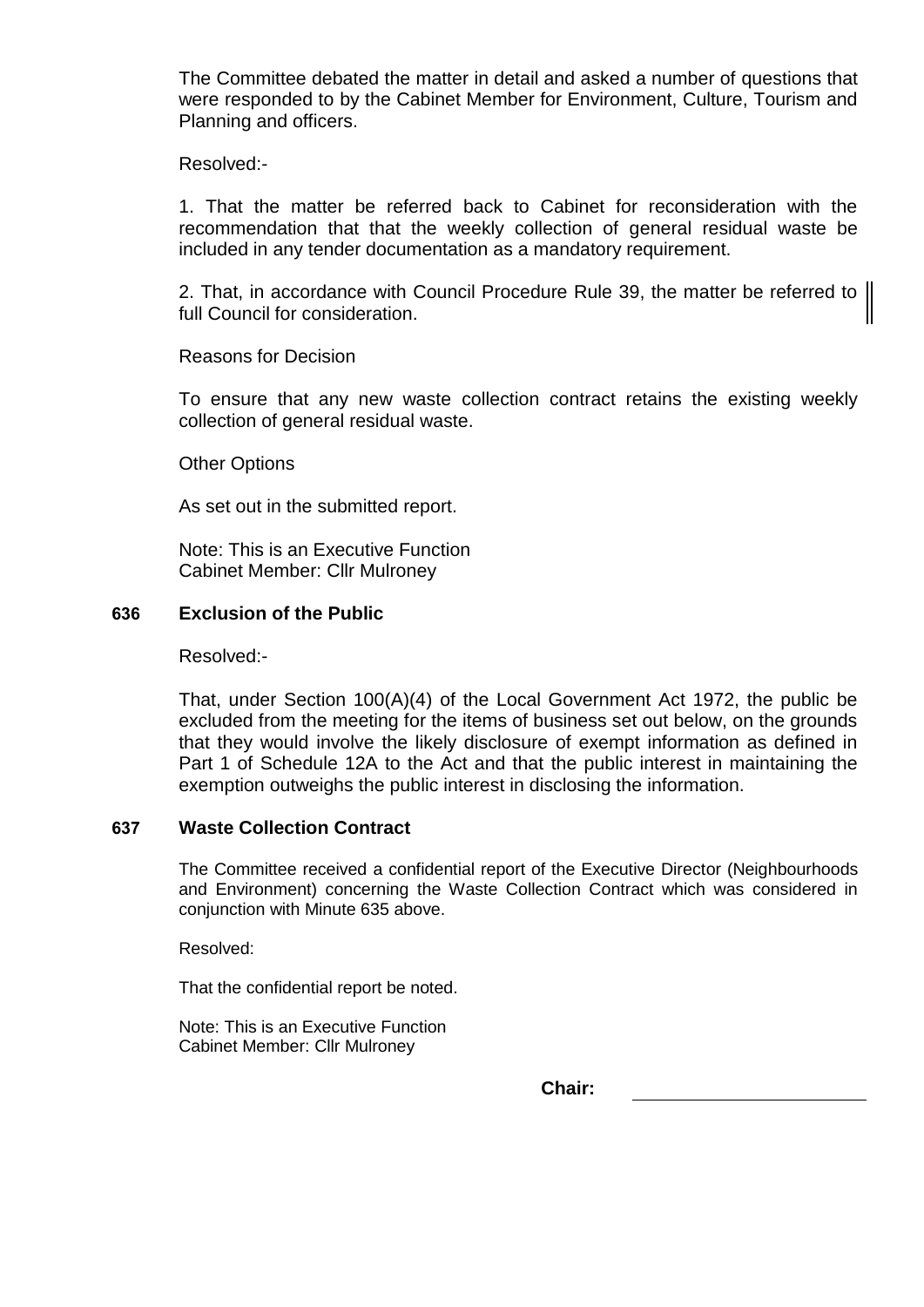The Committee debated the matter in detail and asked a number of questions that were responded to by the Cabinet Member for Environment, Culture, Tourism and Planning and officers.

Resolved:-

1. That the matter be referred back to Cabinet for reconsideration with the recommendation that that the weekly collection of general residual waste be included in any tender documentation as a mandatory requirement.

2. That, in accordance with Council Procedure Rule 39, the matter be referred to full Council for consideration.

Reasons for Decision

To ensure that any new waste collection contract retains the existing weekly collection of general residual waste.

Other Options

As set out in the submitted report.

Note: This is an Executive Function
Cabinet Member: Cllr Mulroney

## 636 Exclusion of the Public

Resolved:-

That, under Section 100(A)(4) of the Local Government Act 1972, the public be excluded from the meeting for the items of business set out below, on the grounds that they would involve the likely disclosure of exempt information as defined in Part 1 of Schedule 12A to the Act and that the public interest in maintaining the exemption outweighs the public interest in disclosing the information.

## 637 Waste Collection Contract

The Committee received a confidential report of the Executive Director (Neighbourhoods and Environment) concerning the Waste Collection Contract which was considered in conjunction with Minute 635 above.

Resolved:

That the confidential report be noted.

Note: This is an Executive Function
Cabinet Member: Cllr Mulroney

**Chair:** ______________________